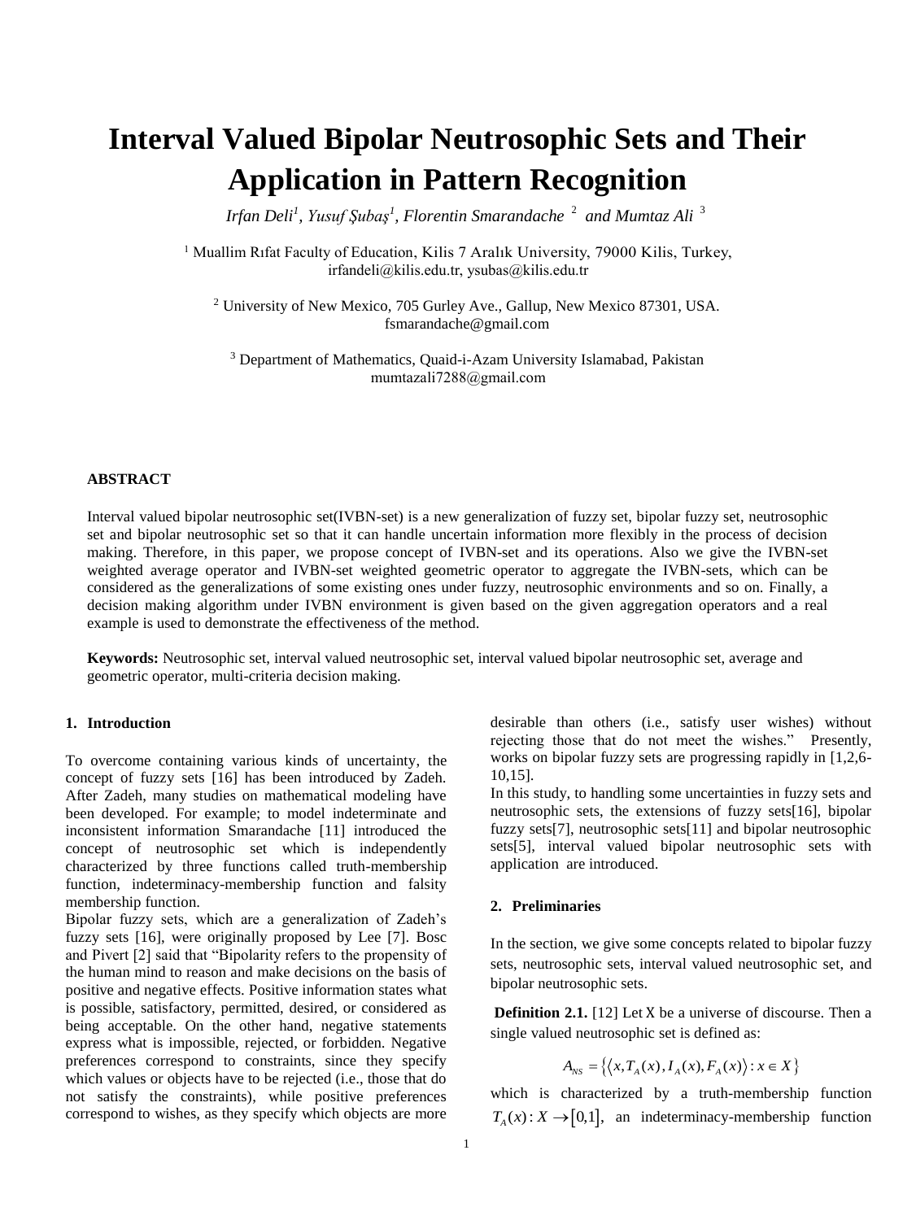# Interval Valued Bipolar Neutrosophic Sets and Their Application in Pattern Recognition

*Irfan Deli[1], Yusuf Şubaş[1], Florentin Smarandache [2] and Mumtaz Ali [3]*

[1] Muallim Rıfat Faculty of Education, Kilis 7 Aralık University, 79000 Kilis, Turkey, irfandeli@kilis.edu.tr, ysubas@kilis.edu.tr

[2] University of New Mexico, 705 Gurley Ave., Gallup, New Mexico 87301, USA. fsmarandache@gmail.com

[3] Department of Mathematics, Quaid-i-Azam University Islamabad, Pakistan mumtazali7288@gmail.com

**ABSTRACT**

Interval valued bipolar neutrosophic set(IVBN-set) is a new generalization of fuzzy set, bipolar fuzzy set, neutrosophic set and bipolar neutrosophic set so that it can handle uncertain information more flexibly in the process of decision making. Therefore, in this paper, we propose concept of IVBN-set and its operations. Also we give the IVBN-set weighted average operator and IVBN-set weighted geometric operator to aggregate the IVBN-sets, which can be considered as the generalizations of some existing ones under fuzzy, neutrosophic environments and so on. Finally, a decision making algorithm under IVBN environment is given based on the given aggregation operators and a real example is used to demonstrate the effectiveness of the method.

**Keywords:** Neutrosophic set, interval valued neutrosophic set, interval valued bipolar neutrosophic set, average and geometric operator, multi-criteria decision making.

## 1. Introduction

To overcome containing various kinds of uncertainty, the concept of fuzzy sets [16] has been introduced by Zadeh. After Zadeh, many studies on mathematical modeling have been developed. For example; to model indeterminate and inconsistent information Smarandache [11] introduced the concept of neutrosophic set which is independently characterized by three functions called truth-membership function, indeterminacy-membership function and falsity membership function.

Bipolar fuzzy sets, which are a generalization of Zadeh's fuzzy sets [16], were originally proposed by Lee [7]. Bosc and Pivert [2] said that "Bipolarity refers to the propensity of the human mind to reason and make decisions on the basis of positive and negative effects. Positive information states what is possible, satisfactory, permitted, desired, or considered as being acceptable. On the other hand, negative statements express what is impossible, rejected, or forbidden. Negative preferences correspond to constraints, since they specify which values or objects have to be rejected (i.e., those that do not satisfy the constraints), while positive preferences correspond to wishes, as they specify which objects are more desirable than others (i.e., satisfy user wishes) without rejecting those that do not meet the wishes." Presently, works on bipolar fuzzy sets are progressing rapidly in [1,2,6-10,15].

In this study, to handling some uncertainties in fuzzy sets and neutrosophic sets, the extensions of fuzzy sets[16], bipolar fuzzy sets[7], neutrosophic sets[11] and bipolar neutrosophic sets[5], interval valued bipolar neutrosophic sets with application are introduced.

## 2. Preliminaries

In the section, we give some concepts related to bipolar fuzzy sets, neutrosophic sets, interval valued neutrosophic set, and bipolar neutrosophic sets.

**Definition 2.1.** [12] Let X be a universe of discourse. Then a single valued neutrosophic set is defined as:

$$A_{NS} = \{\langle x, T_A(x), I_A(x), F_A(x)\rangle : x \in X\}$$

which is characterized by a truth-membership function $T_A(x): X \to [0,1]$, an indeterminacy-membership function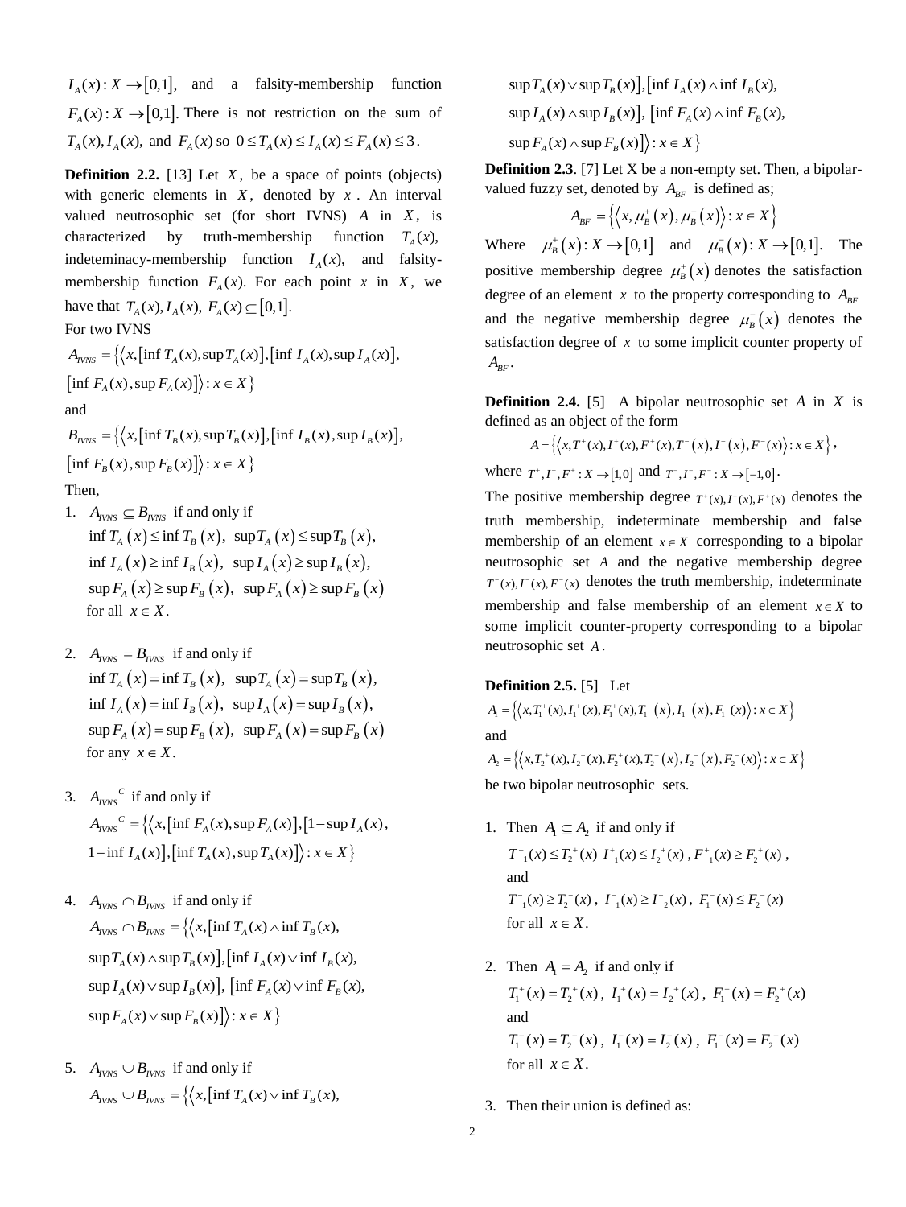$I_A(x): X \to [0,1]$, and a falsity-membership function $F_A(x): X \to [0,1]$. There is not restriction on the sum of $T_A(x), I_A(x)$, and $F_A(x)$ so $0 \le T_A(x) \le I_A(x) \le F_A(x) \le 3$.

**Definition 2.2.** [13] Let $X$, be a space of points (objects) with generic elements in $X$, denoted by $x$. An interval valued neutrosophic set (for short IVNS) $A$ in $X$, is characterized by truth-membership function $T_A(x)$, indeteminacy-membership function $I_A(x)$, and falsity-membership function $F_A(x)$. For each point $x$ in $X$, we have that $T_A(x), I_A(x), F_A(x) \subseteq [0,1]$.

For two IVNS

$$A_{IVNS} = \{\langle x, [\inf T_A(x), \sup T_A(x)], [\inf I_A(x), \sup I_A(x)], [\inf F_A(x), \sup F_A(x)] \rangle : x \in X\}$$

and

$$B_{IVNS} = \{\langle x, [\inf T_B(x), \sup T_B(x)], [\inf I_B(x), \sup I_B(x)], [\inf F_B(x), \sup F_B(x)] \rangle : x \in X\}$$

Then,

1. $A_{IVNS} \subseteq B_{IVNS}$ if and only if
   $\inf T_A(x) \le \inf T_B(x)$, $\sup T_A(x) \le \sup T_B(x)$,
   $\inf I_A(x) \ge \inf I_B(x)$, $\sup I_A(x) \ge \sup I_B(x)$,
   $\sup F_A(x) \ge \sup F_B(x)$, $\sup F_A(x) \ge \sup F_B(x)$
   for all $x \in X$.

2. $A_{IVNS} = B_{IVNS}$ if and only if
   $\inf T_A(x) = \inf T_B(x)$, $\sup T_A(x) = \sup T_B(x)$,
   $\inf I_A(x) = \inf I_B(x)$, $\sup I_A(x) = \sup I_B(x)$,
   $\sup F_A(x) = \sup F_B(x)$, $\sup F_A(x) = \sup F_B(x)$
   for any $x \in X$.

3. $A_{IVNS}{}^{C}$ if and only if
   $$A_{IVNS}{}^{C} = \{\langle x, [\inf F_A(x), \sup F_A(x)], [1-\sup I_A(x), 1-\inf I_A(x)], [\inf T_A(x), \sup T_A(x)] \rangle : x \in X\}$$

4. $A_{IVNS} \cap B_{IVNS}$ if and only if
   $$A_{IVNS} \cap B_{IVNS} = \{\langle x, [\inf T_A(x) \wedge \inf T_B(x), \sup T_A(x) \wedge \sup T_B(x)], [\inf I_A(x) \vee \inf I_B(x), \sup I_A(x) \vee \sup I_B(x)], [\inf F_A(x) \vee \inf F_B(x), \sup F_A(x) \vee \sup F_B(x)] \rangle : x \in X\}$$

5. $A_{IVNS} \cup B_{IVNS}$ if and only if
   $$A_{IVNS} \cup B_{IVNS} = \{\langle x, [\inf T_A(x) \vee \inf T_B(x), \sup T_A(x) \vee \sup T_B(x)], [\inf I_A(x) \wedge \inf I_B(x), \sup I_A(x) \wedge \sup I_B(x)], [\inf F_A(x) \wedge \inf F_B(x), \sup F_A(x) \wedge \sup F_B(x)] \rangle : x \in X\}$$

**Definition 2.3**. [7] Let X be a non-empty set. Then, a bipolar-valued fuzzy set, denoted by $A_{BF}$ is defined as;

$$A_{BF} = \{\langle x, \mu_B^+(x), \mu_B^-(x) \rangle : x \in X\}$$

Where $\mu_B^+(x): X \to [0,1]$ and $\mu_B^-(x): X \to [0,1]$. The positive membership degree $\mu_B^+(x)$ denotes the satisfaction degree of an element $x$ to the property corresponding to $A_{BF}$ and the negative membership degree $\mu_B^-(x)$ denotes the satisfaction degree of $x$ to some implicit counter property of $A_{BF}$.

**Definition 2.4.** [5] A bipolar neutrosophic set $A$ in $X$ is defined as an object of the form

$$A = \{\langle x, T^+(x), I^+(x), F^+(x), T^-(x), I^-(x), F^-(x) \rangle : x \in X\},$$

where $T^+, I^+, F^+ : X \to [1,0]$ and $T^-, I^-, F^- : X \to [-1,0]$.

The positive membership degree $T^+(x), I^+(x), F^+(x)$ denotes the truth membership, indeterminate membership and false membership of an element $x \in X$ corresponding to a bipolar neutrosophic set $A$ and the negative membership degree $T^-(x), I^-(x), F^-(x)$ denotes the truth membership, indeterminate membership and false membership of an element $x \in X$ to some implicit counter-property corresponding to a bipolar neutrosophic set $A$.

**Definition 2.5.** [5] Let

$$A_1 = \{\langle x, T_1^+(x), I_1^+(x), F_1^+(x), T_1^-(x), I_1^-(x), F_1^-(x) \rangle : x \in X\}$$

and

$$A_2 = \{\langle x, T_2^+(x), I_2^+(x), F_2^+(x), T_2^-(x), I_2^-(x), F_2^-(x) \rangle : x \in X\}$$

be two bipolar neutrosophic sets.

1. Then $A_1 \subseteq A_2$ if and only if
   $T^+_1(x) \le T_2^+(x)$ $I^+_1(x) \le I_2^+(x)$, $F^+_1(x) \ge F_2^+(x)$,
   and
   $T^-_1(x) \ge T_2^-(x)$, $I^-_1(x) \ge I^-_2(x)$, $F_1^-(x) \le F_2^-(x)$
   for all $x \in X$.

2. Then $A_1 = A_2$ if and only if
   $T_1^+(x) = T_2^+(x)$, $I_1^+(x) = I_2^+(x)$, $F_1^+(x) = F_2^+(x)$
   and
   $T_1^-(x) = T_2^-(x)$, $I_1^-(x) = I_2^-(x)$, $F_1^-(x) = F_2^-(x)$
   for all $x \in X$.

3. Then their union is defined as: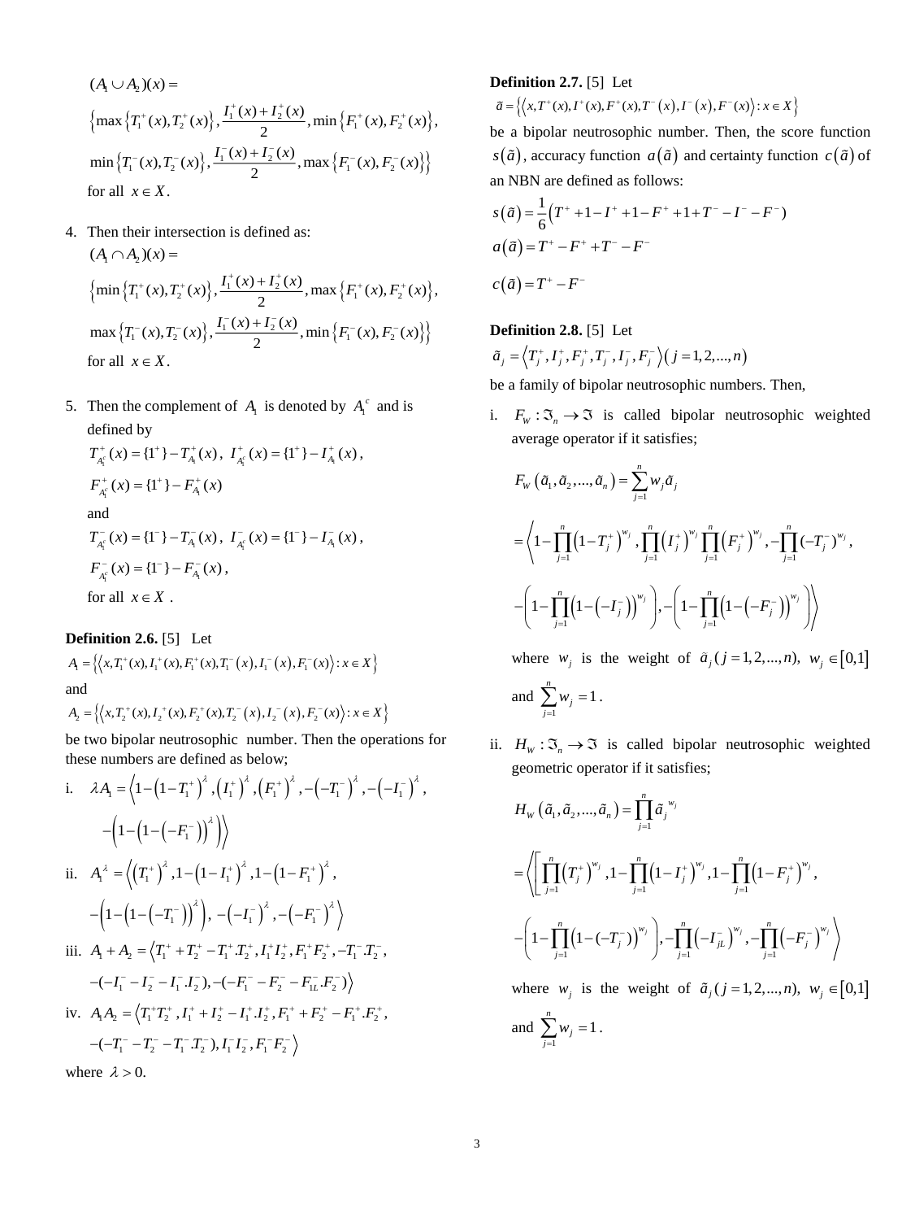$(A_1 \cup A_2)(x) =$

$\left\{ \max\left\{T_1^+(x), T_2^+(x)\right\}, \dfrac{I_1^+(x) + I_2^+(x)}{2}, \min\left\{F_1^+(x), F_2^+(x)\right\}, \right.$

$\left. \min\left\{T_1^-(x), T_2^-(x)\right\}, \dfrac{I_1^-(x) + I_2^-(x)}{2}, \max\left\{F_1^-(x), F_2^-(x)\right\} \right\}$

for all $x \in X$.

4. Then their intersection is defined as:

   $(A_1 \cap A_2)(x) =$

   $\left\{ \min\left\{T_1^+(x), T_2^+(x)\right\}, \dfrac{I_1^+(x) + I_2^+(x)}{2}, \max\left\{F_1^+(x), F_2^+(x)\right\}, \right.$

   $\left. \max\left\{T_1^-(x), T_2^-(x)\right\}, \dfrac{I_1^-(x) + I_2^-(x)}{2}, \min\left\{F_1^-(x), F_2^-(x)\right\} \right\}$

   for all $x \in X$.

5. Then the complement of $A_1$ is denoted by $A_1^c$ and is defined by

   $T_{A_1^c}^+(x) = \{1^+\} - T_{A_1}^+(x)$, $I_{A_1^c}^+(x) = \{1^+\} - I_{A_1}^+(x)$,

   $F_{A_1^c}^+(x) = \{1^+\} - F_{A_1}^+(x)$

   and

   $T_{A_1^c}^-(x) = \{1^-\} - T_{A_1}^-(x)$, $I_{A_1^c}^-(x) = \{1^-\} - I_{A_1}^-(x)$,

   $F_{A_1^c}^-(x) = \{1^-\} - F_{A_1}^-(x)$,

   for all $x \in X$ .

**Definition 2.6.** [5] Let

$A_1 = \left\{ \left\langle x, T_1^+(x), I_1^+(x), F_1^+(x), T_1^-(x), I_1^-(x), F_1^-(x) \right\rangle : x \in X \right\}$

and

$A_2 = \left\{ \left\langle x, T_2^+(x), I_2^+(x), F_2^+(x), T_2^-(x), I_2^-(x), F_2^-(x) \right\rangle : x \in X \right\}$

be two bipolar neutrosophic number. Then the operations for these numbers are defined as below;

i. $\lambda A_1 = \left\langle 1 - \left(1 - T_1^+\right)^\lambda, \left(I_1^+\right)^\lambda, \left(F_1^+\right)^\lambda, -\left(-T_1^-\right)^\lambda, -\left(-I_1^-\right)^\lambda, \right.$
$\left. -\left(1 - \left(1 - \left(-F_1^-\right)\right)^\lambda\right) \right\rangle$

ii. $A_1^\lambda = \left\langle \left(T_1^+\right)^\lambda, 1 - \left(1 - I_1^+\right)^\lambda, 1 - \left(1 - F_1^+\right)^\lambda, \right.$
$\left. -\left(1 - \left(1 - \left(-T_1^-\right)\right)^\lambda\right), -\left(-I_1^-\right)^\lambda, -\left(-F_1^-\right)^\lambda \right\rangle$

iii. $A_1 + A_2 = \left\langle T_1^+ + T_2^+ - T_1^+.T_2^+, I_1^+ I_2^+, F_1^+ F_2^+, -T_1^-.T_2^-, \right.$
$\left. -(-I_1^- - I_2^- - I_1^-.I_2^-), -(-F_1^- - F_2^- - F_{1L}^-.F_2^-) \right\rangle$

iv. $A_1 A_2 = \left\langle T_1^+ T_2^+, I_1^+ + I_2^+ - I_1^+.I_2^+, F_1^+ + F_2^+ - F_1^+.F_2^+, \right.$
$\left. -(-T_1^- - T_2^- - T_1^-.T_2^-), I_1^- I_2^-, F_1^- F_2^- \right\rangle$

where $\lambda > 0$.

**Definition 2.7.** [5] Let

$\tilde{a} = \left\{ \left\langle x, T^+(x), I^+(x), F^+(x), T^-(x), I^-(x), F^-(x) \right\rangle : x \in X \right\}$

be a bipolar neutrosophic number. Then, the score function $s(\tilde{a})$, accuracy function $a(\tilde{a})$ and certainty function $c(\tilde{a})$ of an NBN are defined as follows:

$$s(\tilde{a}) = \frac{1}{6}\left(T^+ + 1 - I^+ + 1 - F^+ + 1 + T^- - I^- - F^-\right)$$

$$a(\tilde{a}) = T^+ - F^+ + T^- - F^-$$

$$c(\tilde{a}) = T^+ - F^-$$

**Definition 2.8.** [5] Let

$\tilde{a}_j = \left\langle T_j^+, I_j^+, F_j^+, T_j^-, I_j^-, F_j^- \right\rangle (j = 1, 2, ..., n)$

be a family of bipolar neutrosophic numbers. Then,

i. $F_W : \Im_n \to \Im$ is called bipolar neutrosophic weighted average operator if it satisfies;

$$F_W\left(\tilde{a}_1, \tilde{a}_2, ..., \tilde{a}_n\right) = \sum_{j=1}^{n} w_j \tilde{a}_j$$

$$= \left\langle 1 - \prod_{j=1}^{n}\left(1 - T_j^+\right)^{w_j}, \prod_{j=1}^{n}\left(I_j^+\right)^{w_j} \prod_{j=1}^{n}\left(F_j^+\right)^{w_j}, -\prod_{j=1}^{n}(-T_j^-)^{w_j}, \right.$$

$$\left. -\left(1 - \prod_{j=1}^{n}\left(1 - \left(-I_j^-\right)\right)^{w_j}\right), -\left(1 - \prod_{j=1}^{n}\left(1 - \left(-F_j^-\right)\right)^{w_j}\right) \right\rangle$$

where $w_j$ is the weight of $\tilde{a}_j (j = 1, 2, ..., n)$, $w_j \in [0, 1]$ and $\sum_{j=1}^{n} w_j = 1$.

ii. $H_W : \Im_n \to \Im$ is called bipolar neutrosophic weighted geometric operator if it satisfies;

$$H_W\left(\tilde{a}_1, \tilde{a}_2, ..., \tilde{a}_n\right) = \prod_{j=1}^{n} \tilde{a}_j^{\,w_j}$$

$$= \left\langle \left[ \prod_{j=1}^{n}\left(T_j^+\right)^{w_j}, 1 - \prod_{j=1}^{n}\left(1 - I_j^+\right)^{w_j}, 1 - \prod_{j=1}^{n}\left(1 - F_j^+\right)^{w_j}, \right.\right.$$

$$\left. -\left(1 - \prod_{j=1}^{n}\left(1 - (-T_j^-)\right)^{w_j}\right), -\prod_{j=1}^{n}\left(-I_{jL}^-\right)^{w_j}, -\prod_{j=1}^{n}\left(-F_j^-\right)^{w_j} \right\rangle$$

where $w_j$ is the weight of $\tilde{a}_j (j = 1, 2, ..., n)$, $w_j \in [0, 1]$ and $\sum_{j=1}^{n} w_j = 1$.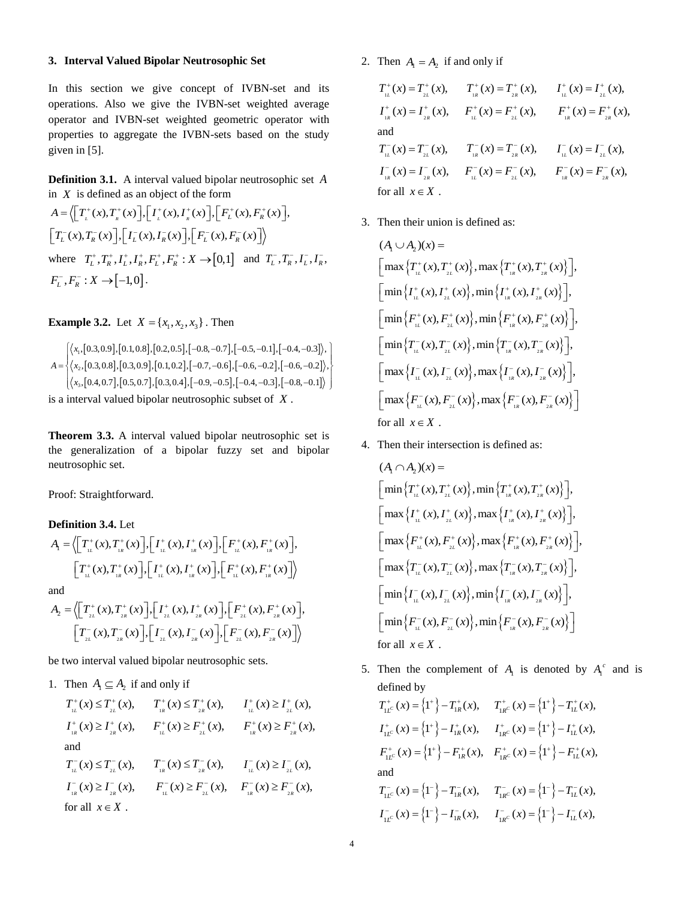## 3. Interval Valued Bipolar Neutrosophic Set

In this section we give concept of IVBN-set and its operations. Also we give the IVBN-set weighted average operator and IVBN-set weighted geometric operator with properties to aggregate the IVBN-sets based on the study given in [5].

**Definition 3.1.** A interval valued bipolar neutrosophic set $A$ in $X$ is defined as an object of the form

$$A=\left\langle\left[T_L^+(x),T_R^+(x)\right],\left[I_L^+(x),I_R^+(x)\right],\left[F_L^+(x),F_R^+(x)\right],\left[T_L^-(x),T_R^-(x)\right],\left[I_L^-(x),I_R^-(x)\right],\left[F_L^-(x),F_R^-(x)\right]\right\rangle$$

where $T_L^+,T_R^+,I_L^+,I_R^+,F_L^+,F_R^+: X\to[0,1]$ and $T_L^-,T_R^-,I_L^-,I_R^-,F_L^-,F_R^-: X\to[-1,0]$.

**Example 3.2.** Let $X=\{x_1,x_2,x_3\}$. Then

$$A=\left\{\begin{array}{l}\langle x_1,[0.3,0.9],[0.1,0.8],[0.2,0.5],[-0.8,-0.7],[-0.5,-0.1],[-0.4,-0.3]\rangle,\\ \langle x_2,[0.3,0.8],[0.3,0.9],[0.1,0.2],[-0.7,-0.6],[-0.6,-0.2],[-0.6,-0.2]\rangle,\\ \langle x_3,[0.4,0.7],[0.5,0.7],[0.3,0.4],[-0.9,-0.5],[-0.4,-0.3],[-0.8,-0.1]\rangle\end{array}\right\}$$

is a interval valued bipolar neutrosophic subset of $X$.

**Theorem 3.3.** A interval valued bipolar neutrosophic set is the generalization of a bipolar fuzzy set and bipolar neutrosophic set.

Proof: Straightforward.

**Definition 3.4.** Let

$$A_1=\left\langle\left[T_{1L}^+(x),T_{1R}^+(x)\right],\left[I_{1L}^+(x),I_{1R}^+(x)\right],\left[F_{1L}^+(x),F_{1R}^+(x)\right],\left[T_{1L}^+(x),T_{1R}^+(x)\right],\left[I_{1L}^+(x),I_{1R}^+(x)\right],\left[F_{1L}^+(x),F_{1R}^+(x)\right]\right\rangle$$

and

$$A_2=\left\langle\left[T_{2L}^+(x),T_{2R}^+(x)\right],\left[I_{2L}^+(x),I_{2R}^+(x)\right],\left[F_{2L}^+(x),F_{2R}^+(x)\right],\left[T_{2L}^-(x),T_{2R}^-(x)\right],\left[I_{2L}^-(x),I_{2R}^-(x)\right],\left[F_{2L}^-(x),F_{2R}^-(x)\right]\right\rangle$$

be two interval valued bipolar neutrosophic sets.

1. Then $A_1\subseteq A_2$ if and only if

   $T_{1L}^+(x)\le T_{2L}^+(x),\quad T_{1R}^+(x)\le T_{2R}^+(x),\quad I_{1L}^+(x)\ge I_{2L}^+(x),$
   $I_{1R}^+(x)\ge I_{2R}^+(x),\quad F_{1L}^+(x)\ge F_{2L}^+(x),\quad F_{1R}^+(x)\ge F_{2R}^+(x),$
   and
   $T_{1L}^-(x)\le T_{2L}^-(x),\quad T_{1R}^-(x)\le T_{2R}^-(x),\quad I_{1L}^-(x)\ge I_{2L}^-(x),$
   $I_{1R}^-(x)\ge I_{2R}^-(x),\quad F_{1L}^-(x)\ge F_{2L}^-(x),\quad F_{1R}^-(x)\ge F_{2R}^-(x),$
   for all $x\in X$.

2. Then $A_1=A_2$ if and only if

   $T_{1L}^+(x)=T_{2L}^+(x),\quad T_{1R}^+(x)=T_{2R}^+(x),\quad I_{1L}^+(x)=I_{2L}^+(x),$
   $I_{1R}^+(x)=I_{2R}^+(x),\quad F_{1L}^+(x)=F_{2L}^+(x),\quad F_{1R}^+(x)=F_{2R}^+(x),$
   and
   $T_{1L}^-(x)=T_{2L}^-(x),\quad T_{1R}^-(x)=T_{2R}^-(x),\quad I_{1L}^-(x)=I_{2L}^-(x),$
   $I_{1R}^-(x)=I_{2R}^-(x),\quad F_{1L}^-(x)=F_{2L}^-(x),\quad F_{1R}^-(x)=F_{2R}^-(x),$
   for all $x\in X$.

3. Then their union is defined as:

   $$\begin{aligned}(A_1\cup A_2)(x)=\;&\left[\max\left\{T_{1L}^+(x),T_{2L}^+(x)\right\},\max\left\{T_{1R}^+(x),T_{2R}^+(x)\right\}\right],\\&\left[\min\left\{I_{1L}^+(x),I_{2L}^+(x)\right\},\min\left\{I_{1R}^+(x),I_{2R}^+(x)\right\}\right],\\&\left[\min\left\{F_{1L}^+(x),F_{2L}^+(x)\right\},\min\left\{F_{1R}^+(x),F_{2R}^+(x)\right\}\right],\\&\left[\min\left\{T_{1L}^-(x),T_{2L}^-(x)\right\},\min\left\{T_{1R}^-(x),T_{2R}^-(x)\right\}\right],\\&\left[\max\left\{I_{1L}^-(x),I_{2L}^-(x)\right\},\max\left\{I_{1R}^-(x),I_{2R}^-(x)\right\}\right],\\&\left[\max\left\{F_{1L}^-(x),F_{2L}^-(x)\right\},\max\left\{F_{1R}^-(x),F_{2R}^-(x)\right\}\right]\end{aligned}$$

   for all $x\in X$.

4. Then their intersection is defined as:

   $$\begin{aligned}(A_1\cap A_2)(x)=\;&\left[\min\left\{T_{1L}^+(x),T_{2L}^+(x)\right\},\min\left\{T_{1R}^+(x),T_{2R}^+(x)\right\}\right],\\&\left[\max\left\{I_{1L}^+(x),I_{2L}^+(x)\right\},\max\left\{I_{1R}^+(x),I_{2R}^+(x)\right\}\right],\\&\left[\max\left\{F_{1L}^+(x),F_{2L}^+(x)\right\},\max\left\{F_{1R}^+(x),F_{2R}^+(x)\right\}\right],\\&\left[\max\left\{T_{1L}^-(x),T_{2L}^-(x)\right\},\max\left\{T_{1R}^-(x),T_{2R}^-(x)\right\}\right],\\&\left[\min\left\{I_{1L}^-(x),I_{2L}^-(x)\right\},\min\left\{I_{1R}^-(x),I_{2R}^-(x)\right\}\right],\\&\left[\min\left\{F_{1L}^-(x),F_{2L}^-(x)\right\},\min\left\{F_{1R}^-(x),F_{2R}^-(x)\right\}\right]\end{aligned}$$

   for all $x\in X$.

5. Then the complement of $A_1$ is denoted by $A_1^c$ and is defined by

   $T_{1L^C}^+(x)=\{1^+\}-T_{1R}^+(x),\quad T_{1R^C}^+(x)=\{1^+\}-T_{1L}^+(x),$
   $I_{1L^C}^+(x)=\{1^+\}-I_{1R}^+(x),\quad I_{1R^C}^+(x)=\{1^+\}-I_{1L}^+(x),$
   $F_{1L^C}^+(x)=\{1^+\}-F_{1R}^+(x),\quad F_{1R^C}^+(x)=\{1^+\}-F_{1L}^+(x),$
   and
   $T_{1L^C}^-(x)=\{1^-\}-T_{1R}^-(x),\quad T_{1R^C}^-(x)=\{1^-\}-T_{1L}^-(x),$
   $I_{1L^C}^-(x)=\{1^-\}-I_{1R}^-(x),\quad I_{1R^C}^-(x)=\{1^-\}-I_{1L}^-(x),$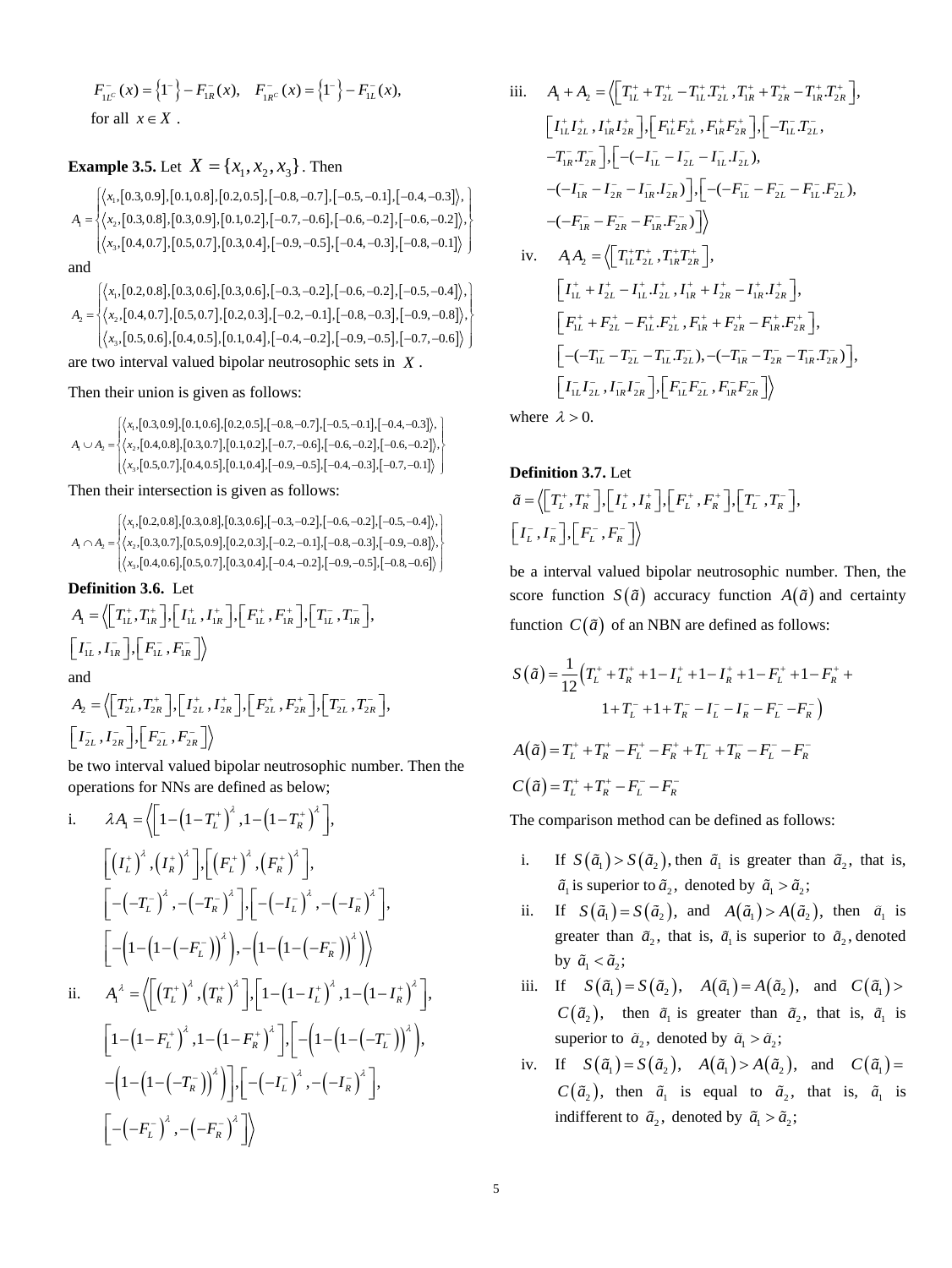$F^{-}_{1L^C}(x) = \{1^-\} - F^{-}_{1R}(x), \quad F^{-}_{1R^C}(x) = \{1^-\} - F^{-}_{1L}(x),$

for all $x \in X$ .

**Example 3.5.** Let $X = \{x_1, x_2, x_3\}$ . Then

$$A_1 = \left\{ \begin{array}{l} \langle x_1, [0.3,0.9],[0.1,0.8],[0.2,0.5],[-0.8,-0.7],[-0.5,-0.1],[-0.4,-0.3] \rangle, \\ \langle x_2, [0.3,0.8],[0.3,0.9],[0.1,0.2],[-0.7,-0.6],[-0.6,-0.2],[-0.6,-0.2] \rangle, \\ \langle x_3, [0.4,0.7],[0.5,0.7],[0.3,0.4],[-0.9,-0.5],[-0.4,-0.3],[-0.8,-0.1] \rangle \end{array} \right\}$$

and

$$A_2 = \left\{ \begin{array}{l} \langle x_1, [0.2,0.8],[0.3,0.6],[0.3,0.6],[-0.3,-0.2],[-0.6,-0.2],[-0.5,-0.4] \rangle, \\ \langle x_2, [0.4,0.7],[0.5,0.7],[0.2,0.3],[-0.2,-0.1],[-0.8,-0.3],[-0.9,-0.8] \rangle, \\ \langle x_3, [0.5,0.6],[0.4,0.5],[0.1,0.4],[-0.4,-0.2],[-0.9,-0.5],[-0.7,-0.6] \rangle \end{array} \right\}$$

are two interval valued bipolar neutrosophic sets in $X$ .

Then their union is given as follows:

$$A_1 \cup A_2 = \left\{ \begin{array}{l} \langle x_1, [0.3,0.9],[0.1,0.6],[0.2,0.5],[-0.8,-0.7],[-0.5,-0.1],[-0.4,-0.3] \rangle, \\ \langle x_2, [0.4,0.8],[0.3,0.7],[0.1,0.2],[-0.7,-0.6],[-0.6,-0.2],[-0.6,-0.2] \rangle, \\ \langle x_3, [0.5,0.7],[0.4,0.5],[0.1,0.4],[-0.9,-0.5],[-0.4,-0.3],[-0.7,-0.1] \rangle \end{array} \right\}$$

Then their intersection is given as follows:

$$A_1 \cap A_2 = \left\{ \begin{array}{l} \langle x_1, [0.2,0.8],[0.3,0.8],[0.3,0.6],[-0.3,-0.2],[-0.6,-0.2],[-0.5,-0.4] \rangle, \\ \langle x_2, [0.3,0.7],[0.5,0.9],[0.2,0.3],[-0.2,-0.1],[-0.8,-0.3],[-0.9,-0.8] \rangle, \\ \langle x_3, [0.4,0.6],[0.5,0.7],[0.3,0.4],[-0.4,-0.2],[-0.9,-0.5],[-0.8,-0.6] \rangle \end{array} \right\}$$

**Definition 3.6.** Let

$$A_1 = \left\langle \left[T^+_{1L}, T^+_{1R}\right], \left[I^+_{1L}, I^+_{1R}\right], \left[F^+_{1L}, F^+_{1R}\right], \left[T^-_{1L}, T^-_{1R}\right], \left[I^-_{1L}, I^-_{1R}\right], \left[F^-_{1L}, F^-_{1R}\right] \right\rangle$$

and

$$A_2 = \left\langle \left[T^+_{2L}, T^+_{2R}\right], \left[I^+_{2L}, I^+_{2R}\right], \left[F^+_{2L}, F^+_{2R}\right], \left[T^-_{2L}, T^-_{2R}\right], \left[I^-_{2L}, I^-_{2R}\right], \left[F^-_{2L}, F^-_{2R}\right] \right\rangle$$

be two interval valued bipolar neutrosophic number. Then the operations for NNs are defined as below;

i. $$\lambda A_1 = \Big\langle \left[1-\left(1-T^+_L\right)^\lambda, 1-\left(1-T^+_R\right)^\lambda\right], \left[\left(I^+_L\right)^\lambda, \left(I^+_R\right)^\lambda\right], \left[\left(F^+_L\right)^\lambda, \left(F^+_R\right)^\lambda\right], \left[-\left(-T^-_L\right)^\lambda, -\left(-T^-_R\right)^\lambda\right], \left[-\left(-I^-_L\right)^\lambda, -\left(-I^-_R\right)^\lambda\right], \left[-\left(1-\left(1-\left(-F^-_L\right)\right)^\lambda\right), -\left(1-\left(1-\left(-F^-_R\right)\right)^\lambda\right)\right] \Big\rangle$$

ii. $$A_1^\lambda = \Big\langle \left[\left(T^+_L\right)^\lambda, \left(T^+_R\right)^\lambda\right], \left[1-\left(1-I^+_L\right)^\lambda, 1-\left(1-I^+_R\right)^\lambda\right], \left[1-\left(1-F^+_L\right)^\lambda, 1-\left(1-F^+_R\right)^\lambda\right], \left[-\left(1-\left(1-\left(-T^-_L\right)\right)^\lambda\right), -\left(1-\left(1-\left(-T^-_R\right)\right)^\lambda\right)\right], \left[-\left(-I^-_L\right)^\lambda, -\left(-I^-_R\right)^\lambda\right], \left[-\left(-F^-_L\right)^\lambda, -\left(-F^-_R\right)^\lambda\right] \Big\rangle$$

iii. $$A_1 + A_2 = \Big\langle \left[T^+_{1L} + T^+_{2L} - T^+_{1L}.T^+_{2L}, T^+_{1R} + T^+_{2R} - T^+_{1R}.T^+_{2R}\right], \left[I^+_{1L} I^+_{2L}, I^+_{1R} I^+_{2R}\right], \left[F^+_{1L} F^+_{2L}, F^+_{1R} F^+_{2R}\right], \left[-T^-_{1L}.T^-_{2L}, -T^-_{1R}.T^-_{2R}\right], \left[-(-I^-_{1L} - I^-_{2L} - I^-_{1L}.I^-_{2L}), -(-I^-_{1R} - I^-_{2R} - I^-_{1R}.I^-_{2R})\right], \left[-(-F^-_{1L} - F^-_{2L} - F^-_{1L}.F^-_{2L}), -(-F^-_{1R} - F^-_{2R} - F^-_{1R}.F^-_{2R})\right] \Big\rangle$$

iv. $$A_1 A_2 = \Big\langle \left[T^+_{1L} T^+_{2L}, T^+_{1R} T^+_{2R}\right], \left[I^+_{1L} + I^+_{2L} - I^+_{1L}.I^+_{2L}, I^+_{1R} + I^+_{2R} - I^+_{1R}.I^+_{2R}\right], \left[F^+_{1L} + F^+_{2L} - F^+_{1L}.F^+_{2L}, F^+_{1R} + F^+_{2R} - F^+_{1R}.F^+_{2R}\right], \left[-(-T^-_{1L} - T^-_{2L} - T^-_{1L}.T^-_{2L}), -(-T^-_{1R} - T^-_{2R} - T^-_{1R}.T^-_{2R})\right], \left[I^-_{1L} I^-_{2L}, I^-_{1R} I^-_{2R}\right], \left[F^-_{1L} F^-_{2L}, F^-_{1R} F^-_{2R}\right] \Big\rangle$$

where $\lambda > 0$.

**Definition 3.7.** Let

$$\tilde{a} = \left\langle \left[T^+_L, T^+_R\right], \left[I^+_L, I^+_R\right], \left[F^+_L, F^+_R\right], \left[T^-_L, T^-_R\right], \left[I^-_L, I^-_R\right], \left[F^-_L, F^-_R\right] \right\rangle$$

be a interval valued bipolar neutrosophic number. Then, the score function $S(\tilde{a})$ accuracy function $A(\tilde{a})$ and certainty function $C(\tilde{a})$ of an NBN are defined as follows:

$$S(\tilde{a}) = \frac{1}{12}\left(T^+_L + T^+_R + 1 - I^+_L + 1 - I^+_R + 1 - F^+_L + 1 - F^+_R + 1 + T^-_L + 1 + T^-_R - I^-_L - I^-_R - F^-_L - F^-_R\right)$$

$$A(\tilde{a}) = T^+_L + T^+_R - F^+_L - F^+_R + T^-_L + T^-_R - F^-_L - F^-_R$$

$$C(\tilde{a}) = T^+_L + T^+_R - F^-_L - F^-_R$$

The comparison method can be defined as follows:

i. If $S(\tilde{a}_1) > S(\tilde{a}_2)$, then $\tilde{a}_1$ is greater than $\tilde{a}_2$, that is, $\tilde{a}_1$ is superior to $\tilde{a}_2$, denoted by $\tilde{a}_1 > \tilde{a}_2$;

ii. If $S(\tilde{a}_1) = S(\tilde{a}_2)$, and $A(\tilde{a}_1) > A(\tilde{a}_2)$, then $\tilde{a}_1$ is greater than $\tilde{a}_2$, that is, $\tilde{a}_1$ is superior to $\tilde{a}_2$, denoted by $\tilde{a}_1 < \tilde{a}_2$;

iii. If $S(\tilde{a}_1) = S(\tilde{a}_2)$, $A(\tilde{a}_1) = A(\tilde{a}_2)$, and $C(\tilde{a}_1) > C(\tilde{a}_2)$, then $\tilde{a}_1$ is greater than $\tilde{a}_2$, that is, $\tilde{a}_1$ is superior to $\tilde{a}_2$, denoted by $\tilde{a}_1 > \tilde{a}_2$;

iv. If $S(\tilde{a}_1) = S(\tilde{a}_2)$, $A(\tilde{a}_1) > A(\tilde{a}_2)$, and $C(\tilde{a}_1) = C(\tilde{a}_2)$, then $\tilde{a}_1$ is equal to $\tilde{a}_2$, that is, $\tilde{a}_1$ is indifferent to $\tilde{a}_2$, denoted by $\tilde{a}_1 > \tilde{a}_2$;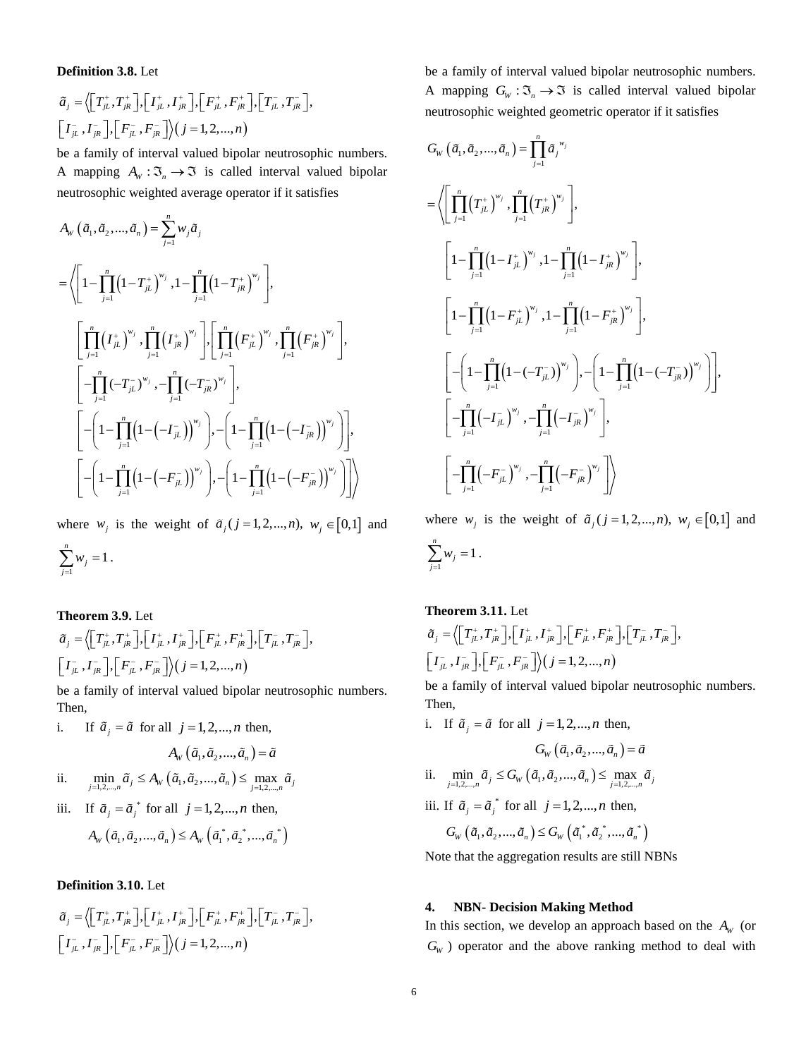**Definition 3.8.** Let

$\tilde{a}_j = \left\langle \left[T_{jL}^+, T_{jR}^+\right], \left[I_{jL}^+, I_{jR}^+\right], \left[F_{jL}^+, F_{jR}^+\right], \left[T_{jL}^-, T_{jR}^-\right], \left[I_{jL}^-, I_{jR}^-\right], \left[F_{jL}^-, F_{jR}^-\right] \right\rangle (j = 1, 2, ..., n)$

be a family of interval valued bipolar neutrosophic numbers. A mapping $A_W : \Im_n \to \Im$ is called interval valued bipolar neutrosophic weighted average operator if it satisfies

$$
\begin{aligned}
A_W\left(\tilde{a}_1, \tilde{a}_2, ..., \tilde{a}_n\right) &= \sum_{j=1}^{n} w_j \tilde{a}_j \\
&= \Bigg\langle \left[1 - \prod_{j=1}^{n}\left(1 - T_{jL}^+\right)^{w_j}, 1 - \prod_{j=1}^{n}\left(1 - T_{jR}^+\right)^{w_j}\right], \\
&\left[\prod_{j=1}^{n}\left(I_{jL}^+\right)^{w_j}, \prod_{j=1}^{n}\left(I_{jR}^+\right)^{w_j}\right], \left[\prod_{j=1}^{n}\left(F_{jL}^+\right)^{w_j}, \prod_{j=1}^{n}\left(F_{jR}^+\right)^{w_j}\right], \\
&\left[-\prod_{j=1}^{n}(-T_{jL}^-)^{w_j}, -\prod_{j=1}^{n}(-T_{jR}^-)^{w_j}\right], \\
&\left[-\left(1 - \prod_{j=1}^{n}\left(1 - \left(-I_{jL}^-\right)\right)^{w_j}\right), -\left(1 - \prod_{j=1}^{n}\left(1 - \left(-I_{jR}^-\right)\right)^{w_j}\right)\right], \\
&\left[-\left(1 - \prod_{j=1}^{n}\left(1 - \left(-F_{jL}^-\right)\right)^{w_j}\right), -\left(1 - \prod_{j=1}^{n}\left(1 - \left(-F_{jR}^-\right)\right)^{w_j}\right)\right] \Bigg\rangle
\end{aligned}
$$

where $w_j$ is the weight of $\tilde{a}_j (j = 1, 2, ..., n)$, $w_j \in [0,1]$ and $\sum_{j=1}^{n} w_j = 1$.

**Theorem 3.9.** Let

$\tilde{a}_j = \left\langle \left[T_{jL}^+, T_{jR}^+\right], \left[I_{jL}^+, I_{jR}^+\right], \left[F_{jL}^+, F_{jR}^+\right], \left[T_{jL}^-, T_{jR}^-\right], \left[I_{jL}^-, I_{jR}^-\right], \left[F_{jL}^-, F_{jR}^-\right] \right\rangle (j = 1, 2, ..., n)$

be a family of interval valued bipolar neutrosophic numbers. Then,

i. If $\tilde{a}_j = \tilde{a}$ for all $j = 1, 2, ..., n$ then,

$$A_W\left(\tilde{a}_1, \tilde{a}_2, ..., \tilde{a}_n\right) = \tilde{a}$$

ii. $\min_{j=1,2,...,n} \tilde{a}_j \leq A_W\left(\tilde{a}_1, \tilde{a}_2, ..., \tilde{a}_n\right) \leq \max_{j=1,2,...,n} \tilde{a}_j$

iii. If $\tilde{a}_j = \tilde{a}_j^*$ for all $j = 1, 2, ..., n$ then,

$$A_W\left(\tilde{a}_1, \tilde{a}_2, ..., \tilde{a}_n\right) \leq A_W\left(\tilde{a}_1^*, \tilde{a}_2^*, ..., \tilde{a}_n^*\right)$$

**Definition 3.10.** Let

$\tilde{a}_j = \left\langle \left[T_{jL}^+, T_{jR}^+\right], \left[I_{jL}^+, I_{jR}^+\right], \left[F_{jL}^+, F_{jR}^+\right], \left[T_{jL}^-, T_{jR}^-\right], \left[I_{jL}^-, I_{jR}^-\right], \left[F_{jL}^-, F_{jR}^-\right] \right\rangle (j = 1, 2, ..., n)$

be a family of interval valued bipolar neutrosophic numbers. A mapping $G_W : \Im_n \to \Im$ is called interval valued bipolar neutrosophic weighted geometric operator if it satisfies

$$
\begin{aligned}
G_W\left(\tilde{a}_1, \tilde{a}_2, ..., \tilde{a}_n\right) &= \prod_{j=1}^{n} \tilde{a}_j^{\,w_j} \\
&= \Bigg\langle \left[\prod_{j=1}^{n}\left(T_{jL}^+\right)^{w_j}, \prod_{j=1}^{n}\left(T_{jR}^+\right)^{w_j}\right], \\
&\left[1 - \prod_{j=1}^{n}\left(1 - I_{jL}^+\right)^{w_j}, 1 - \prod_{j=1}^{n}\left(1 - I_{jR}^+\right)^{w_j}\right], \\
&\left[1 - \prod_{j=1}^{n}\left(1 - F_{jL}^+\right)^{w_j}, 1 - \prod_{j=1}^{n}\left(1 - F_{jR}^+\right)^{w_j}\right], \\
&\left[-\left(1 - \prod_{j=1}^{n}\left(1 - (-T_{jL}^-)\right)^{w_j}\right), -\left(1 - \prod_{j=1}^{n}\left(1 - (-T_{jR}^-)\right)^{w_j}\right)\right], \\
&\left[-\prod_{j=1}^{n}\left(-I_{jL}^-\right)^{w_j}, -\prod_{j=1}^{n}\left(-I_{jR}^-\right)^{w_j}\right], \\
&\left[-\prod_{j=1}^{n}\left(-F_{jL}^-\right)^{w_j}, -\prod_{j=1}^{n}\left(-F_{jR}^-\right)^{w_j}\right] \Bigg\rangle
\end{aligned}
$$

where $w_j$ is the weight of $\tilde{a}_j (j = 1, 2, ..., n)$, $w_j \in [0,1]$ and $\sum_{j=1}^{n} w_j = 1$.

**Theorem 3.11.** Let

$\tilde{a}_j = \left\langle \left[T_{jL}^+, T_{jR}^+\right], \left[I_{jL}^+, I_{jR}^+\right], \left[F_{jL}^+, F_{jR}^+\right], \left[T_{jL}^-, T_{jR}^-\right], \left[I_{jL}^-, I_{jR}^-\right], \left[F_{jL}^-, F_{jR}^-\right] \right\rangle (j = 1, 2, ..., n)$

be a family of interval valued bipolar neutrosophic numbers. Then,

i. If $\tilde{a}_j = \tilde{a}$ for all $j = 1, 2, ..., n$ then,

$$G_W\left(\tilde{a}_1, \tilde{a}_2, ..., \tilde{a}_n\right) = \tilde{a}$$

ii. $\min_{j=1,2,...,n} \tilde{a}_j \leq G_W\left(\tilde{a}_1, \tilde{a}_2, ..., \tilde{a}_n\right) \leq \max_{j=1,2,...,n} \tilde{a}_j$

iii. If $\tilde{a}_j = \tilde{a}_j^*$ for all $j = 1, 2, ..., n$ then,

$$G_W\left(\tilde{a}_1, \tilde{a}_2, ..., \tilde{a}_n\right) \leq G_W\left(\tilde{a}_1^*, \tilde{a}_2^*, ..., \tilde{a}_n^*\right)$$

Note that the aggregation results are still NBNs

## 4. NBN- Decision Making Method

In this section, we develop an approach based on the $A_W$ (or $G_W$) operator and the above ranking method to deal with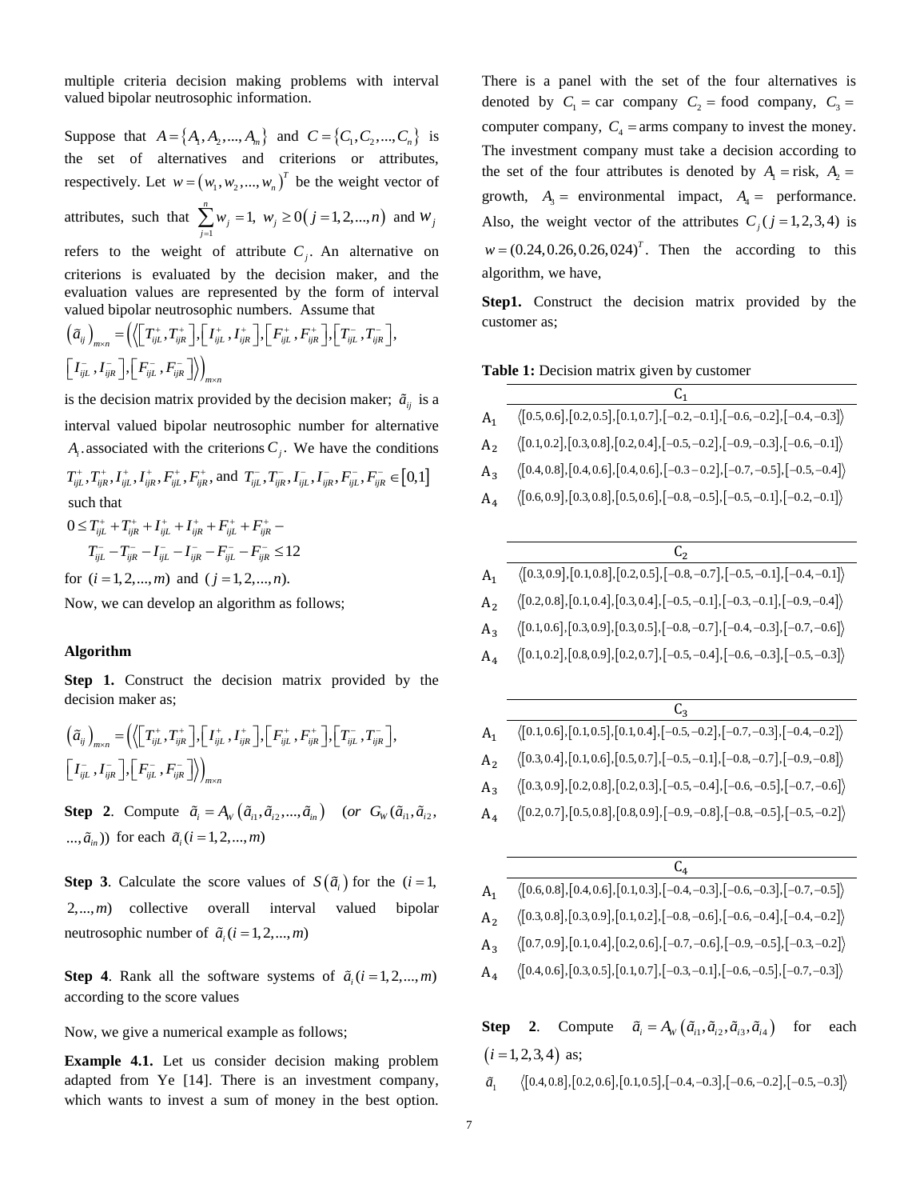multiple criteria decision making problems with interval valued bipolar neutrosophic information.

Suppose that $A=\{A_1,A_2,...,A_m\}$ and $C=\{C_1,C_2,...,C_n\}$ is the set of alternatives and criterions or attributes, respectively. Let $w=(w_1,w_2,...,w_n)^T$ be the weight vector of attributes, such that $\sum_{j=1}^{n} w_j=1,\ w_j\geq 0\,(j=1,2,...,n)$ and $w_j$ refers to the weight of attribute $C_j$. An alternative on criterions is evaluated by the decision maker, and the evaluation values are represented by the form of interval valued bipolar neutrosophic numbers. Assume that

$$\left(\tilde{a}_{ij}\right)_{m\times n}=\left(\left\langle \left[T_{ijL}^{+},T_{ijR}^{+}\right],\left[I_{ijL}^{+},I_{ijR}^{+}\right],\left[F_{ijL}^{+},F_{ijR}^{+}\right],\left[T_{ijL}^{-},T_{ijR}^{-}\right],\left[I_{ijL}^{-},I_{ijR}^{-}\right],\left[F_{ijL}^{-},F_{ijR}^{-}\right]\right\rangle\right)_{m\times n}$$

is the decision matrix provided by the decision maker; $\tilde{a}_{ij}$ is a interval valued bipolar neutrosophic number for alternative $A_i$.associated with the criterions $C_j$. We have the conditions $T_{ijL}^{+},T_{ijR}^{+},I_{ijL}^{+},I_{ijR}^{+},F_{ijL}^{+},F_{ijR}^{+}$, and $T_{ijL}^{-},T_{ijR}^{-},I_{ijL}^{-},I_{ijR}^{-},F_{ijL}^{-},F_{ijR}^{-}\in[0,1]$ such that

$$0\leq T_{ijL}^{+}+T_{ijR}^{+}+I_{ijL}^{+}+I_{ijR}^{+}+F_{ijL}^{+}+F_{ijR}^{+}-T_{ijL}^{-}-T_{ijR}^{-}-I_{ijL}^{-}-I_{ijR}^{-}-F_{ijL}^{-}-F_{ijR}^{-}\leq 12$$

for $(i=1,2,...,m)$ and $(j=1,2,...,n)$.

Now, we can develop an algorithm as follows;

**Algorithm**

**Step 1.** Construct the decision matrix provided by the decision maker as;

$$\left(\tilde{a}_{ij}\right)_{m\times n}=\left(\left\langle \left[T_{ijL}^{+},T_{ijR}^{+}\right],\left[I_{ijL}^{+},I_{ijR}^{+}\right],\left[F_{ijL}^{+},F_{ijR}^{+}\right],\left[T_{ijL}^{-},T_{ijR}^{-}\right],\left[I_{ijL}^{-},I_{ijR}^{-}\right],\left[F_{ijL}^{-},F_{ijR}^{-}\right]\right\rangle\right)_{m\times n}$$

**Step 2**. Compute $\tilde{a}_i=A_W\left(\tilde{a}_{i1},\tilde{a}_{i2},...,\tilde{a}_{in}\right)$ $\left(or\ G_W(\tilde{a}_{i1},\tilde{a}_{i2},...,\tilde{a}_{in})\right)$ for each $\tilde{a}_i(i=1,2,...,m)$

**Step 3**. Calculate the score values of $S(\tilde{a}_i)$ for the $(i=1,2,...,m)$ collective overall interval valued bipolar neutrosophic number of $\tilde{a}_i(i=1,2,...,m)$

**Step 4**. Rank all the software systems of $\tilde{a}_i(i=1,2,...,m)$ according to the score values

Now, we give a numerical example as follows;

**Example 4.1.** Let us consider decision making problem adapted from Ye [14]. There is an investment company, which wants to invest a sum of money in the best option. There is a panel with the set of the four alternatives is denoted by $C_1=$ car company $C_2=$ food company, $C_3=$ computer company, $C_4=$ arms company to invest the money. The investment company must take a decision according to the set of the four attributes is denoted by $A_1=$ risk, $A_2=$ growth, $A_3=$ environmental impact, $A_4=$ performance. Also, the weight vector of the attributes $C_j\,(j=1,2,3,4)$ is $w=(0.24,0.26,0.26,024)^T$. Then the according to this algorithm, we have,

**Step1.** Construct the decision matrix provided by the customer as;

**Table 1:** Decision matrix given by customer

| | $C_1$ |
|---|---|
| $A_1$ | $\langle[0.5,0.6],[0.2,0.5],[0.1,0.7],[-0.2,-0.1],[-0.6,-0.2],[-0.4,-0.3]\rangle$ |
| $A_2$ | $\langle[0.1,0.2],[0.3,0.8],[0.2,0.4],[-0.5,-0.2],[-0.9,-0.3],[-0.6,-0.1]\rangle$ |
| $A_3$ | $\langle[0.4,0.8],[0.4,0.6],[0.4,0.6],[-0.3-0.2],[-0.7,-0.5],[-0.5,-0.4]\rangle$ |
| $A_4$ | $\langle[0.6,0.9],[0.3,0.8],[0.5,0.6],[-0.8,-0.5],[-0.5,-0.1],[-0.2,-0.1]\rangle$ |

| | $C_2$ |
|---|---|
| $A_1$ | $\langle[0.3,0.9],[0.1,0.8],[0.2,0.5],[-0.8,-0.7],[-0.5,-0.1],[-0.4,-0.1]\rangle$ |
| $A_2$ | $\langle[0.2,0.8],[0.1,0.4],[0.3,0.4],[-0.5,-0.1],[-0.3,-0.1],[-0.9,-0.4]\rangle$ |
| $A_3$ | $\langle[0.1,0.6],[0.3,0.9],[0.3,0.5],[-0.8,-0.7],[-0.4,-0.3],[-0.7,-0.6]\rangle$ |
| $A_4$ | $\langle[0.1,0.2],[0.8,0.9],[0.2,0.7],[-0.5,-0.4],[-0.6,-0.3],[-0.5,-0.3]\rangle$ |

| | $C_3$ |
|---|---|
| $A_1$ | $\langle[0.1,0.6],[0.1,0.5],[0.1,0.4],[-0.5,-0.2],[-0.7,-0.3],[-0.4,-0.2]\rangle$ |
| $A_2$ | $\langle[0.3,0.4],[0.1,0.6],[0.5,0.7],[-0.5,-0.1],[-0.8,-0.7],[-0.9,-0.8]\rangle$ |
| $A_3$ | $\langle[0.3,0.9],[0.2,0.8],[0.2,0.3],[-0.5,-0.4],[-0.6,-0.5],[-0.7,-0.6]\rangle$ |
| $A_4$ | $\langle[0.2,0.7],[0.5,0.8],[0.8,0.9],[-0.9,-0.8],[-0.8,-0.5],[-0.5,-0.2]\rangle$ |

| | $C_4$ |
|---|---|
| $A_1$ | $\langle[0.6,0.8],[0.4,0.6],[0.1,0.3],[-0.4,-0.3],[-0.6,-0.3],[-0.7,-0.5]\rangle$ |
| $A_2$ | $\langle[0.3,0.8],[0.3,0.9],[0.1,0.2],[-0.8,-0.6],[-0.6,-0.4],[-0.4,-0.2]\rangle$ |
| $A_3$ | $\langle[0.7,0.9],[0.1,0.4],[0.2,0.6],[-0.7,-0.6],[-0.9,-0.5],[-0.3,-0.2]\rangle$ |
| $A_4$ | $\langle[0.4,0.6],[0.3,0.5],[0.1,0.7],[-0.3,-0.1],[-0.6,-0.5],[-0.7,-0.3]\rangle$ |

**Step 2**. Compute $\tilde{a}_i=A_W\left(\tilde{a}_{i1},\tilde{a}_{i2},\tilde{a}_{i3},\tilde{a}_{i4}\right)$ for each $(i=1,2,3,4)$ as;

$\tilde{a}_1$ $\langle[0.4,0.8],[0.2,0.6],[0.1,0.5],[-0.4,-0.3],[-0.6,-0.2],[-0.5,-0.3]\rangle$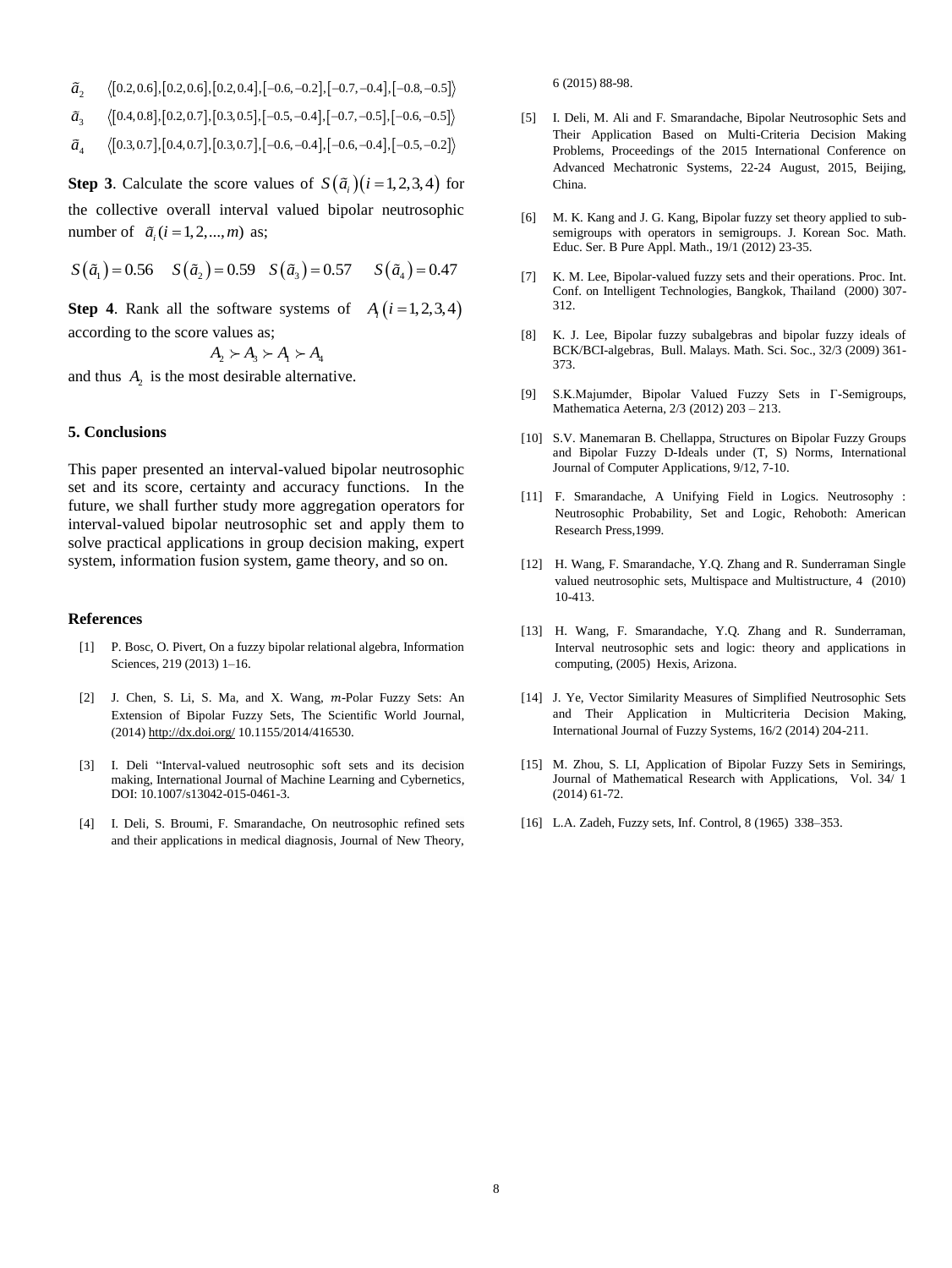| | |
|---|---|
| $\tilde{a}_2$ | $\langle [0.2, 0.6], [0.2, 0.6], [0.2, 0.4], [-0.6, -0.2], [-0.7, -0.4], [-0.8, -0.5] \rangle$ |
| $\tilde{a}_3$ | $\langle [0.4, 0.8], [0.2, 0.7], [0.3, 0.5], [-0.5, -0.4], [-0.7, -0.5], [-0.6, -0.5] \rangle$ |
| $\tilde{a}_4$ | $\langle [0.3, 0.7], [0.4, 0.7], [0.3, 0.7], [-0.6, -0.4], [-0.6, -0.4], [-0.5, -0.2] \rangle$ |

**Step 3**. Calculate the score values of $S(\tilde{a}_i)(i = 1, 2, 3, 4)$ for the collective overall interval valued bipolar neutrosophic number of $\tilde{a}_i (i = 1, 2, ..., m)$ as;

$$S(\tilde{a}_1) = 0.56 \quad S(\tilde{a}_2) = 0.59 \quad S(\tilde{a}_3) = 0.57 \quad S(\tilde{a}_4) = 0.47$$

**Step 4**. Rank all the software systems of $A_i (i = 1, 2, 3, 4)$ according to the score values as;

$$A_2 \succ A_3 \succ A_1 \succ A_4$$

and thus $A_2$ is the most desirable alternative.

## 5. Conclusions

This paper presented an interval-valued bipolar neutrosophic set and its score, certainty and accuracy functions. In the future, we shall further study more aggregation operators for interval-valued bipolar neutrosophic set and apply them to solve practical applications in group decision making, expert system, information fusion system, game theory, and so on.

## References

[1] P. Bosc, O. Pivert, On a fuzzy bipolar relational algebra, Information Sciences, 219 (2013) 1–16.

[2] J. Chen, S. Li, S. Ma, and X. Wang, $m$-Polar Fuzzy Sets: An Extension of Bipolar Fuzzy Sets, The Scientific World Journal, (2014) http://dx.doi.org/ 10.1155/2014/416530.

[3] I. Deli "Interval-valued neutrosophic soft sets and its decision making, International Journal of Machine Learning and Cybernetics, DOI: 10.1007/s13042-015-0461-3.

[4] I. Deli, S. Broumi, F. Smarandache, On neutrosophic refined sets and their applications in medical diagnosis, Journal of New Theory, 6 (2015) 88-98.

[5] I. Deli, M. Ali and F. Smarandache, Bipolar Neutrosophic Sets and Their Application Based on Multi-Criteria Decision Making Problems, Proceedings of the 2015 International Conference on Advanced Mechatronic Systems, 22-24 August, 2015, Beijing, China.

[6] M. K. Kang and J. G. Kang, Bipolar fuzzy set theory applied to sub-semigroups with operators in semigroups. J. Korean Soc. Math. Educ. Ser. B Pure Appl. Math., 19/1 (2012) 23-35.

[7] K. M. Lee, Bipolar-valued fuzzy sets and their operations. Proc. Int. Conf. on Intelligent Technologies, Bangkok, Thailand (2000) 307-312.

[8] K. J. Lee, Bipolar fuzzy subalgebras and bipolar fuzzy ideals of BCK/BCI-algebras, Bull. Malays. Math. Sci. Soc., 32/3 (2009) 361-373.

[9] S.K.Majumder, Bipolar Valued Fuzzy Sets in Γ-Semigroups, Mathematica Aeterna, 2/3 (2012) 203 – 213.

[10] S.V. Manemaran B. Chellappa, Structures on Bipolar Fuzzy Groups and Bipolar Fuzzy D-Ideals under (T, S) Norms, International Journal of Computer Applications, 9/12, 7-10.

[11] F. Smarandache, A Unifying Field in Logics. Neutrosophy : Neutrosophic Probability, Set and Logic, Rehoboth: American Research Press,1999.

[12] H. Wang, F. Smarandache, Y.Q. Zhang and R. Sunderraman Single valued neutrosophic sets, Multispace and Multistructure, 4 (2010) 10-413.

[13] H. Wang, F. Smarandache, Y.Q. Zhang and R. Sunderraman, Interval neutrosophic sets and logic: theory and applications in computing, (2005) Hexis, Arizona.

[14] J. Ye, Vector Similarity Measures of Simplified Neutrosophic Sets and Their Application in Multicriteria Decision Making, International Journal of Fuzzy Systems, 16/2 (2014) 204-211.

[15] M. Zhou, S. LI, Application of Bipolar Fuzzy Sets in Semirings, Journal of Mathematical Research with Applications, Vol. 34/ 1 (2014) 61-72.

[16] L.A. Zadeh, Fuzzy sets, Inf. Control, 8 (1965) 338–353.